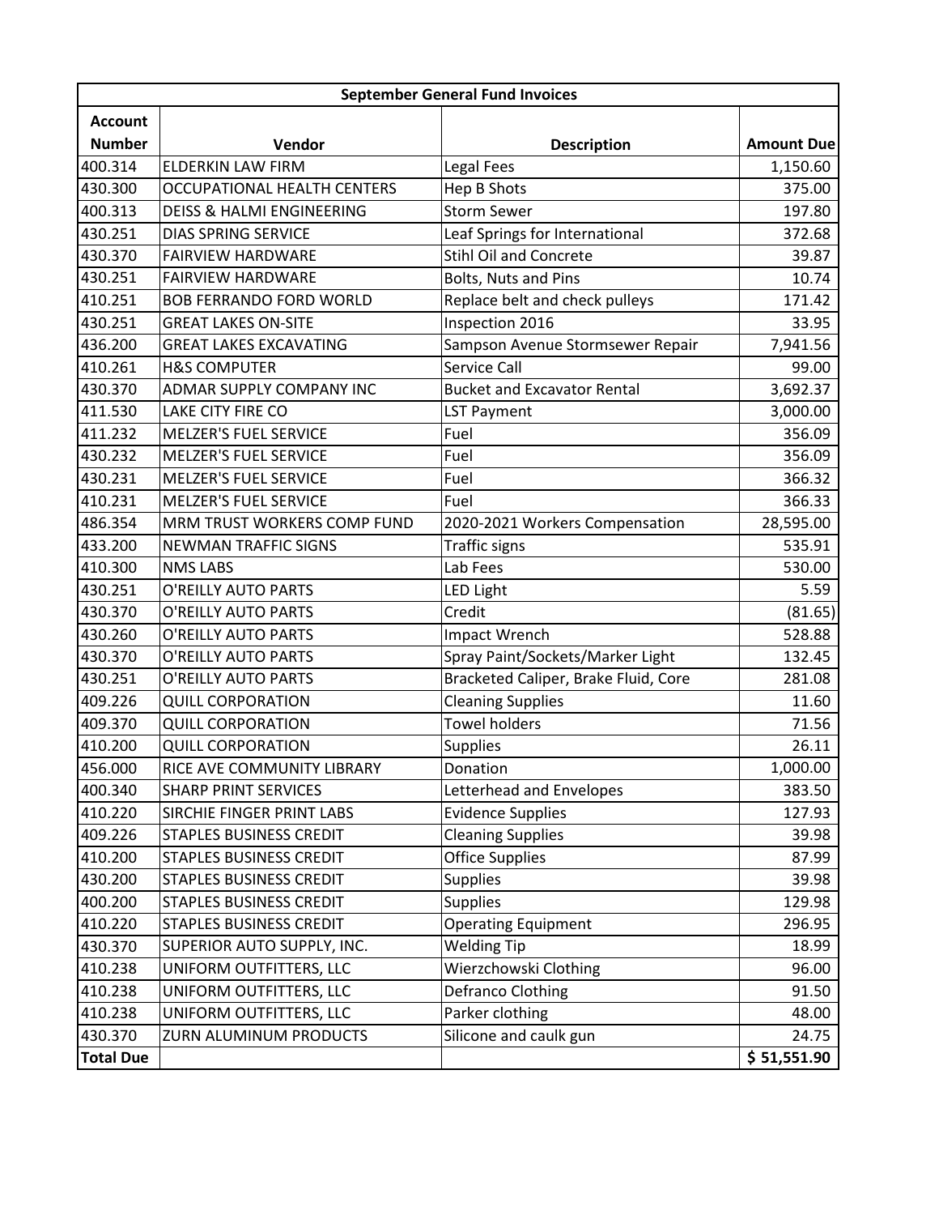| September General Fund Invoices | | | |
|---|---|---|---|
| Account Number | Vendor | Description | Amount Due |
| 400.314 | ELDERKIN LAW FIRM | Legal Fees | 1,150.60 |
| 430.300 | OCCUPATIONAL HEALTH CENTERS | Hep B Shots | 375.00 |
| 400.313 | DEISS & HALMI ENGINEERING | Storm Sewer | 197.80 |
| 430.251 | DIAS SPRING SERVICE | Leaf Springs for International | 372.68 |
| 430.370 | FAIRVIEW HARDWARE | Stihl Oil and Concrete | 39.87 |
| 430.251 | FAIRVIEW HARDWARE | Bolts, Nuts and Pins | 10.74 |
| 410.251 | BOB FERRANDO FORD WORLD | Replace belt and check pulleys | 171.42 |
| 430.251 | GREAT LAKES ON-SITE | Inspection 2016 | 33.95 |
| 436.200 | GREAT LAKES EXCAVATING | Sampson Avenue Stormsewer Repair | 7,941.56 |
| 410.261 | H&S COMPUTER | Service Call | 99.00 |
| 430.370 | ADMAR SUPPLY COMPANY INC | Bucket and Excavator Rental | 3,692.37 |
| 411.530 | LAKE CITY FIRE CO | LST Payment | 3,000.00 |
| 411.232 | MELZER'S FUEL SERVICE | Fuel | 356.09 |
| 430.232 | MELZER'S FUEL SERVICE | Fuel | 356.09 |
| 430.231 | MELZER'S FUEL SERVICE | Fuel | 366.32 |
| 410.231 | MELZER'S FUEL SERVICE | Fuel | 366.33 |
| 486.354 | MRM TRUST WORKERS COMP FUND | 2020-2021 Workers Compensation | 28,595.00 |
| 433.200 | NEWMAN TRAFFIC SIGNS | Traffic signs | 535.91 |
| 410.300 | NMS LABS | Lab Fees | 530.00 |
| 430.251 | O'REILLY AUTO PARTS | LED Light | 5.59 |
| 430.370 | O'REILLY AUTO PARTS | Credit | (81.65) |
| 430.260 | O'REILLY AUTO PARTS | Impact Wrench | 528.88 |
| 430.370 | O'REILLY AUTO PARTS | Spray Paint/Sockets/Marker Light | 132.45 |
| 430.251 | O'REILLY AUTO PARTS | Bracketed Caliper, Brake Fluid, Core | 281.08 |
| 409.226 | QUILL CORPORATION | Cleaning Supplies | 11.60 |
| 409.370 | QUILL CORPORATION | Towel holders | 71.56 |
| 410.200 | QUILL CORPORATION | Supplies | 26.11 |
| 456.000 | RICE AVE COMMUNITY LIBRARY | Donation | 1,000.00 |
| 400.340 | SHARP PRINT SERVICES | Letterhead and Envelopes | 383.50 |
| 410.220 | SIRCHIE FINGER PRINT LABS | Evidence Supplies | 127.93 |
| 409.226 | STAPLES BUSINESS CREDIT | Cleaning Supplies | 39.98 |
| 410.200 | STAPLES BUSINESS CREDIT | Office Supplies | 87.99 |
| 430.200 | STAPLES BUSINESS CREDIT | Supplies | 39.98 |
| 400.200 | STAPLES BUSINESS CREDIT | Supplies | 129.98 |
| 410.220 | STAPLES BUSINESS CREDIT | Operating Equipment | 296.95 |
| 430.370 | SUPERIOR AUTO SUPPLY, INC. | Welding Tip | 18.99 |
| 410.238 | UNIFORM OUTFITTERS, LLC | Wierzchowski Clothing | 96.00 |
| 410.238 | UNIFORM OUTFITTERS, LLC | Defranco Clothing | 91.50 |
| 410.238 | UNIFORM OUTFITTERS, LLC | Parker clothing | 48.00 |
| 430.370 | ZURN ALUMINUM PRODUCTS | Silicone and caulk gun | 24.75 |
| **Total Due** | | | **$ 51,551.90** |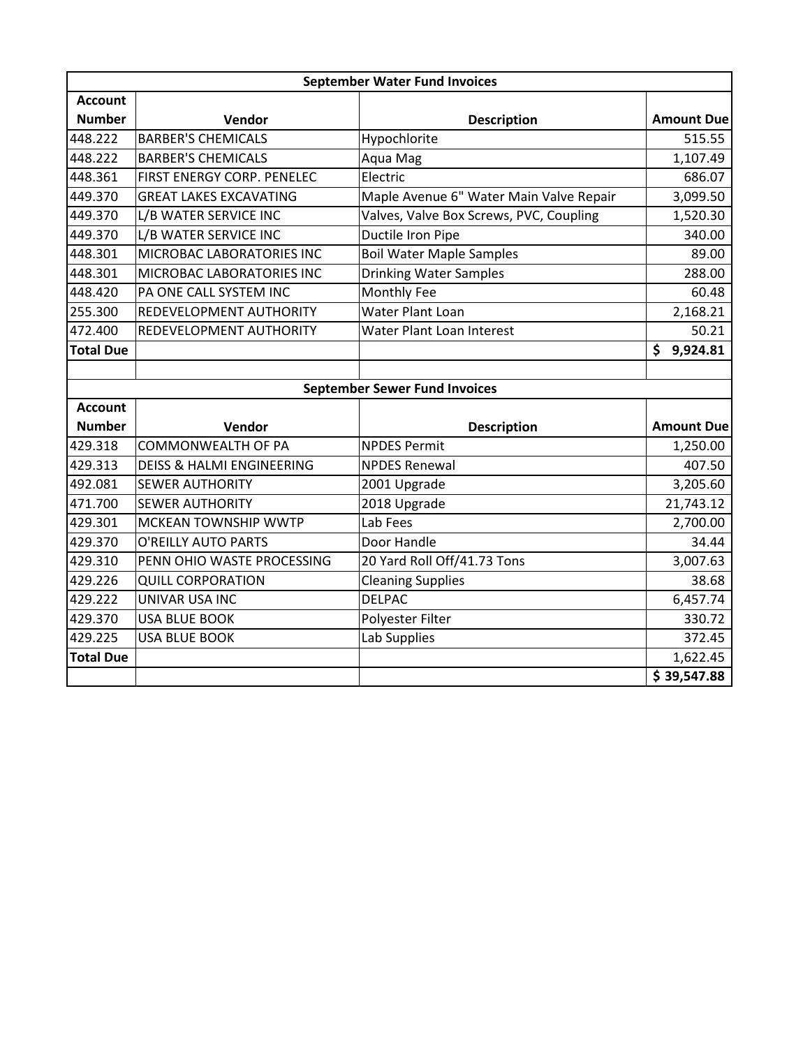| September Water Fund Invoices | | | |
|---|---|---|---|
| **Account Number** | **Vendor** | **Description** | **Amount Due** |
| 448.222 | BARBER'S CHEMICALS | Hypochlorite | 515.55 |
| 448.222 | BARBER'S CHEMICALS | Aqua Mag | 1,107.49 |
| 448.361 | FIRST ENERGY CORP. PENELEC | Electric | 686.07 |
| 449.370 | GREAT LAKES EXCAVATING | Maple Avenue 6" Water Main Valve Repair | 3,099.50 |
| 449.370 | L/B WATER SERVICE INC | Valves, Valve Box Screws, PVC, Coupling | 1,520.30 |
| 449.370 | L/B WATER SERVICE INC | Ductile Iron Pipe | 340.00 |
| 448.301 | MICROBAC LABORATORIES INC | Boil Water Maple Samples | 89.00 |
| 448.301 | MICROBAC LABORATORIES INC | Drinking Water Samples | 288.00 |
| 448.420 | PA ONE CALL SYSTEM INC | Monthly Fee | 60.48 |
| 255.300 | REDEVELOPMENT AUTHORITY | Water Plant Loan | 2,168.21 |
| 472.400 | REDEVELOPMENT AUTHORITY | Water Plant Loan Interest | 50.21 |
| **Total Due** | | | **$ 9,924.81** |

| September Sewer Fund Invoices | | | |
|---|---|---|---|
| **Account Number** | **Vendor** | **Description** | **Amount Due** |
| 429.318 | COMMONWEALTH OF PA | NPDES Permit | 1,250.00 |
| 429.313 | DEISS & HALMI ENGINEERING | NPDES Renewal | 407.50 |
| 492.081 | SEWER AUTHORITY | 2001 Upgrade | 3,205.60 |
| 471.700 | SEWER AUTHORITY | 2018 Upgrade | 21,743.12 |
| 429.301 | MCKEAN TOWNSHIP WWTP | Lab Fees | 2,700.00 |
| 429.370 | O'REILLY AUTO PARTS | Door Handle | 34.44 |
| 429.310 | PENN OHIO WASTE PROCESSING | 20 Yard Roll Off/41.73 Tons | 3,007.63 |
| 429.226 | QUILL CORPORATION | Cleaning Supplies | 38.68 |
| 429.222 | UNIVAR USA INC | DELPAC | 6,457.74 |
| 429.370 | USA BLUE BOOK | Polyester Filter | 330.72 |
| 429.225 | USA BLUE BOOK | Lab Supplies | 372.45 |
| **Total Due** | | | 1,622.45 |
| | | | **$ 39,547.88** |